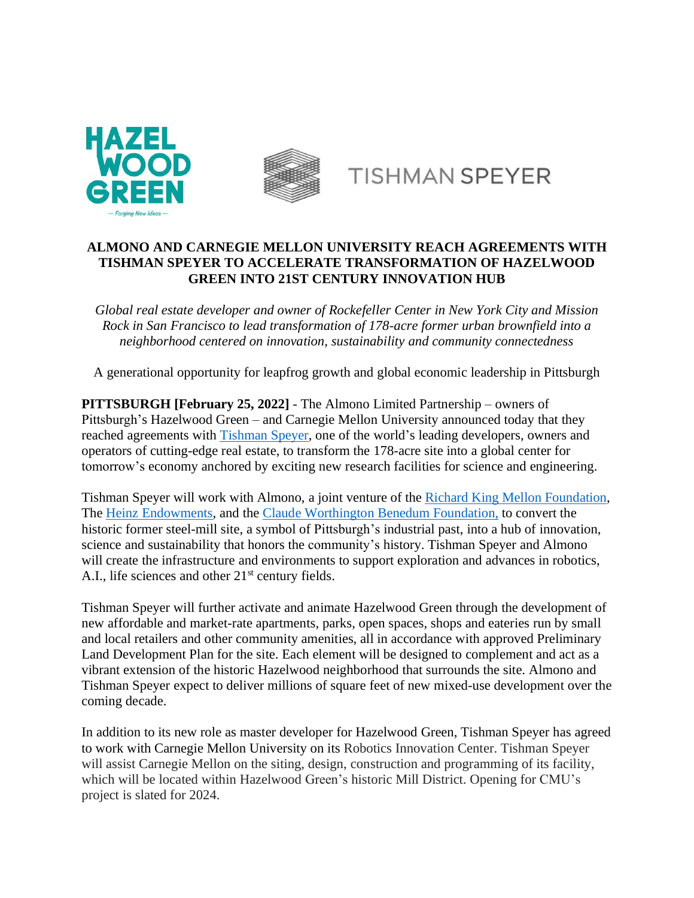# ALMONO AND CARNEGIE MELLON UNIVERSITY REACH AGREEMENTS WITH TISHMAN SPEYER TO ACCELERATE TRANSFORMATION OF HAZELWOOD GREEN INTO 21ST CENTURY INNOVATION HUB

*Global real estate developer and owner of Rockefeller Center in New York City and Mission Rock in San Francisco to lead transformation of 178-acre former urban brownfield into a neighborhood centered on innovation, sustainability and community connectedness*

A generational opportunity for leapfrog growth and global economic leadership in Pittsburgh

**PITTSBURGH [February 25, 2022]** - The Almono Limited Partnership – owners of Pittsburgh's Hazelwood Green – and Carnegie Mellon University announced today that they reached agreements with Tishman Speyer, one of the world's leading developers, owners and operators of cutting-edge real estate, to transform the 178-acre site into a global center for tomorrow's economy anchored by exciting new research facilities for science and engineering.

Tishman Speyer will work with Almono, a joint venture of the Richard King Mellon Foundation, The Heinz Endowments, and the Claude Worthington Benedum Foundation, to convert the historic former steel-mill site, a symbol of Pittsburgh's industrial past, into a hub of innovation, science and sustainability that honors the community's history. Tishman Speyer and Almono will create the infrastructure and environments to support exploration and advances in robotics, A.I., life sciences and other 21st century fields.

Tishman Speyer will further activate and animate Hazelwood Green through the development of new affordable and market-rate apartments, parks, open spaces, shops and eateries run by small and local retailers and other community amenities, all in accordance with approved Preliminary Land Development Plan for the site. Each element will be designed to complement and act as a vibrant extension of the historic Hazelwood neighborhood that surrounds the site. Almono and Tishman Speyer expect to deliver millions of square feet of new mixed-use development over the coming decade.

In addition to its new role as master developer for Hazelwood Green, Tishman Speyer has agreed to work with Carnegie Mellon University on its Robotics Innovation Center. Tishman Speyer will assist Carnegie Mellon on the siting, design, construction and programming of its facility, which will be located within Hazelwood Green's historic Mill District. Opening for CMU's project is slated for 2024.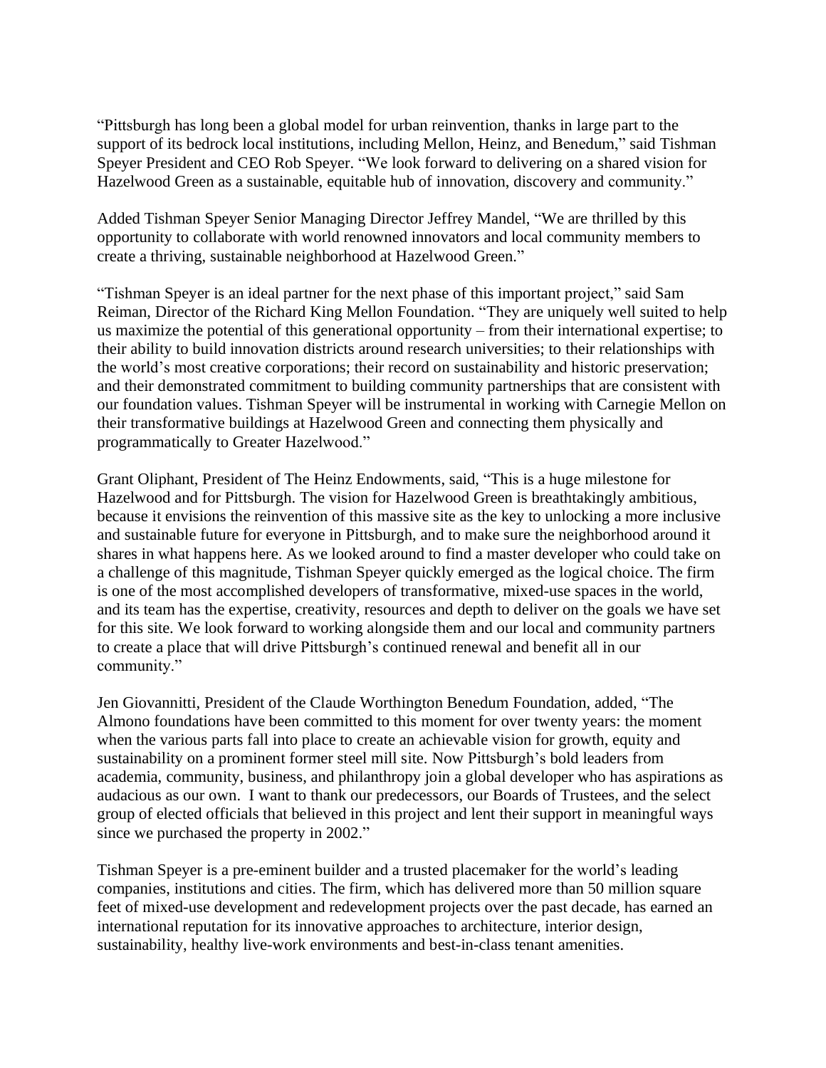"Pittsburgh has long been a global model for urban reinvention, thanks in large part to the support of its bedrock local institutions, including Mellon, Heinz, and Benedum," said Tishman Speyer President and CEO Rob Speyer. "We look forward to delivering on a shared vision for Hazelwood Green as a sustainable, equitable hub of innovation, discovery and community."

Added Tishman Speyer Senior Managing Director Jeffrey Mandel, "We are thrilled by this opportunity to collaborate with world renowned innovators and local community members to create a thriving, sustainable neighborhood at Hazelwood Green."

"Tishman Speyer is an ideal partner for the next phase of this important project," said Sam Reiman, Director of the Richard King Mellon Foundation. "They are uniquely well suited to help us maximize the potential of this generational opportunity – from their international expertise; to their ability to build innovation districts around research universities; to their relationships with the world's most creative corporations; their record on sustainability and historic preservation; and their demonstrated commitment to building community partnerships that are consistent with our foundation values. Tishman Speyer will be instrumental in working with Carnegie Mellon on their transformative buildings at Hazelwood Green and connecting them physically and programmatically to Greater Hazelwood."

Grant Oliphant, President of The Heinz Endowments, said, "This is a huge milestone for Hazelwood and for Pittsburgh. The vision for Hazelwood Green is breathtakingly ambitious, because it envisions the reinvention of this massive site as the key to unlocking a more inclusive and sustainable future for everyone in Pittsburgh, and to make sure the neighborhood around it shares in what happens here. As we looked around to find a master developer who could take on a challenge of this magnitude, Tishman Speyer quickly emerged as the logical choice. The firm is one of the most accomplished developers of transformative, mixed-use spaces in the world, and its team has the expertise, creativity, resources and depth to deliver on the goals we have set for this site. We look forward to working alongside them and our local and community partners to create a place that will drive Pittsburgh's continued renewal and benefit all in our community."

Jen Giovannitti, President of the Claude Worthington Benedum Foundation, added, "The Almono foundations have been committed to this moment for over twenty years: the moment when the various parts fall into place to create an achievable vision for growth, equity and sustainability on a prominent former steel mill site. Now Pittsburgh's bold leaders from academia, community, business, and philanthropy join a global developer who has aspirations as audacious as our own. I want to thank our predecessors, our Boards of Trustees, and the select group of elected officials that believed in this project and lent their support in meaningful ways since we purchased the property in 2002."

Tishman Speyer is a pre-eminent builder and a trusted placemaker for the world's leading companies, institutions and cities. The firm, which has delivered more than 50 million square feet of mixed-use development and redevelopment projects over the past decade, has earned an international reputation for its innovative approaches to architecture, interior design, sustainability, healthy live-work environments and best-in-class tenant amenities.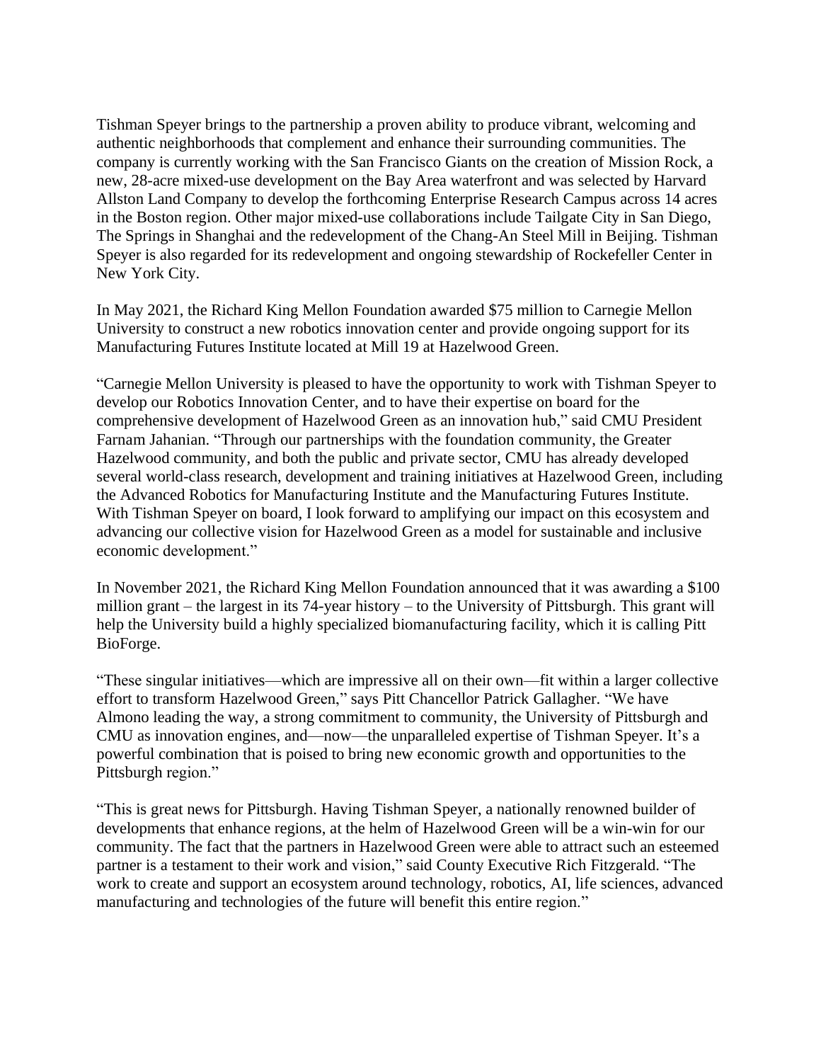Tishman Speyer brings to the partnership a proven ability to produce vibrant, welcoming and authentic neighborhoods that complement and enhance their surrounding communities. The company is currently working with the San Francisco Giants on the creation of Mission Rock, a new, 28-acre mixed-use development on the Bay Area waterfront and was selected by Harvard Allston Land Company to develop the forthcoming Enterprise Research Campus across 14 acres in the Boston region. Other major mixed-use collaborations include Tailgate City in San Diego, The Springs in Shanghai and the redevelopment of the Chang-An Steel Mill in Beijing. Tishman Speyer is also regarded for its redevelopment and ongoing stewardship of Rockefeller Center in New York City.

In May 2021, the Richard King Mellon Foundation awarded $75 million to Carnegie Mellon University to construct a new robotics innovation center and provide ongoing support for its Manufacturing Futures Institute located at Mill 19 at Hazelwood Green.

"Carnegie Mellon University is pleased to have the opportunity to work with Tishman Speyer to develop our Robotics Innovation Center, and to have their expertise on board for the comprehensive development of Hazelwood Green as an innovation hub," said CMU President Farnam Jahanian. "Through our partnerships with the foundation community, the Greater Hazelwood community, and both the public and private sector, CMU has already developed several world-class research, development and training initiatives at Hazelwood Green, including the Advanced Robotics for Manufacturing Institute and the Manufacturing Futures Institute. With Tishman Speyer on board, I look forward to amplifying our impact on this ecosystem and advancing our collective vision for Hazelwood Green as a model for sustainable and inclusive economic development."

In November 2021, the Richard King Mellon Foundation announced that it was awarding a $100 million grant – the largest in its 74-year history – to the University of Pittsburgh. This grant will help the University build a highly specialized biomanufacturing facility, which it is calling Pitt BioForge.

"These singular initiatives—which are impressive all on their own—fit within a larger collective effort to transform Hazelwood Green," says Pitt Chancellor Patrick Gallagher. "We have Almono leading the way, a strong commitment to community, the University of Pittsburgh and CMU as innovation engines, and—now—the unparalleled expertise of Tishman Speyer. It's a powerful combination that is poised to bring new economic growth and opportunities to the Pittsburgh region."

"This is great news for Pittsburgh. Having Tishman Speyer, a nationally renowned builder of developments that enhance regions, at the helm of Hazelwood Green will be a win-win for our community. The fact that the partners in Hazelwood Green were able to attract such an esteemed partner is a testament to their work and vision," said County Executive Rich Fitzgerald. "The work to create and support an ecosystem around technology, robotics, AI, life sciences, advanced manufacturing and technologies of the future will benefit this entire region."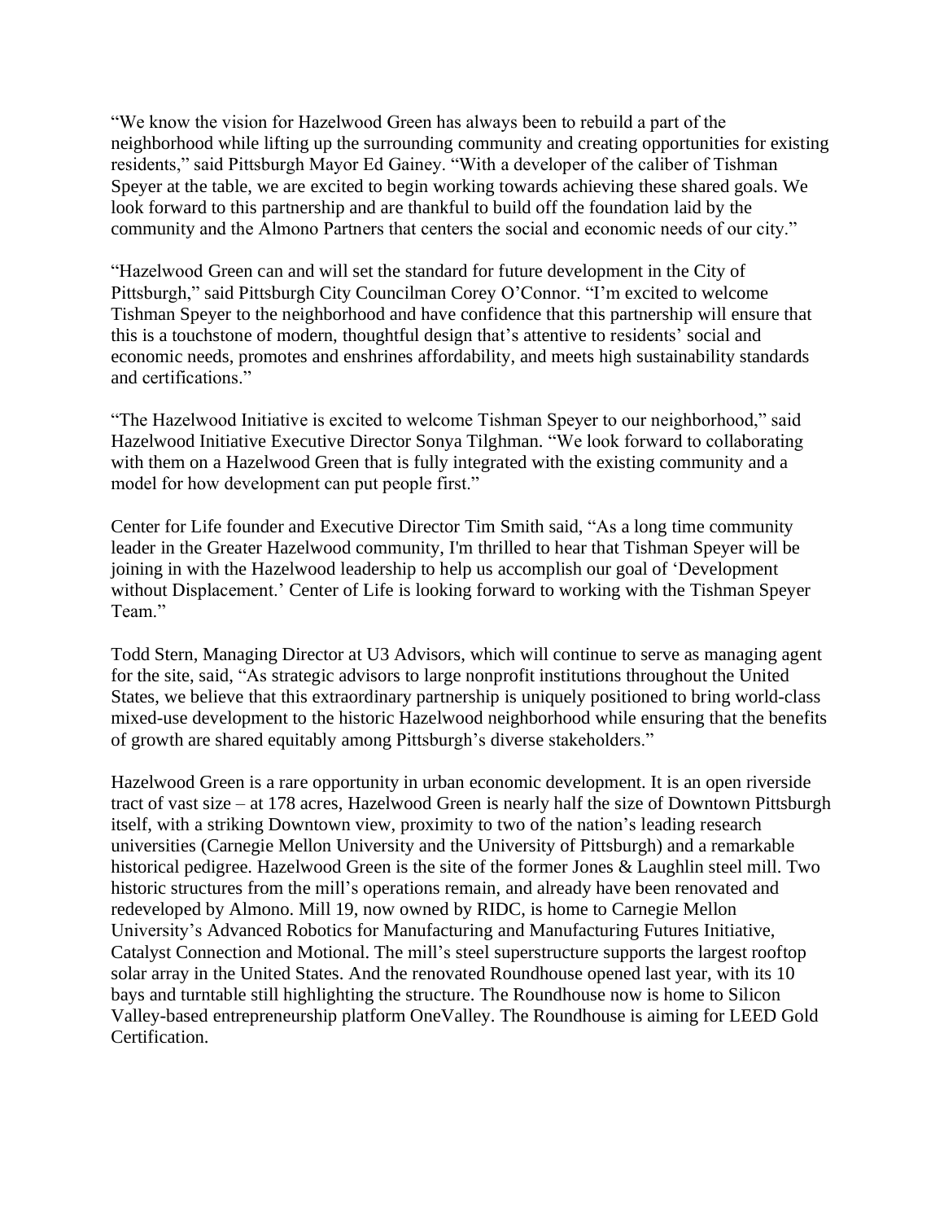"We know the vision for Hazelwood Green has always been to rebuild a part of the neighborhood while lifting up the surrounding community and creating opportunities for existing residents," said Pittsburgh Mayor Ed Gainey. "With a developer of the caliber of Tishman Speyer at the table, we are excited to begin working towards achieving these shared goals. We look forward to this partnership and are thankful to build off the foundation laid by the community and the Almono Partners that centers the social and economic needs of our city."

"Hazelwood Green can and will set the standard for future development in the City of Pittsburgh," said Pittsburgh City Councilman Corey O'Connor. "I'm excited to welcome Tishman Speyer to the neighborhood and have confidence that this partnership will ensure that this is a touchstone of modern, thoughtful design that's attentive to residents' social and economic needs, promotes and enshrines affordability, and meets high sustainability standards and certifications."

"The Hazelwood Initiative is excited to welcome Tishman Speyer to our neighborhood," said Hazelwood Initiative Executive Director Sonya Tilghman. "We look forward to collaborating with them on a Hazelwood Green that is fully integrated with the existing community and a model for how development can put people first."

Center for Life founder and Executive Director Tim Smith said, "As a long time community leader in the Greater Hazelwood community, I'm thrilled to hear that Tishman Speyer will be joining in with the Hazelwood leadership to help us accomplish our goal of 'Development without Displacement.' Center of Life is looking forward to working with the Tishman Speyer Team."

Todd Stern, Managing Director at U3 Advisors, which will continue to serve as managing agent for the site, said, "As strategic advisors to large nonprofit institutions throughout the United States, we believe that this extraordinary partnership is uniquely positioned to bring world-class mixed-use development to the historic Hazelwood neighborhood while ensuring that the benefits of growth are shared equitably among Pittsburgh's diverse stakeholders."

Hazelwood Green is a rare opportunity in urban economic development. It is an open riverside tract of vast size – at 178 acres, Hazelwood Green is nearly half the size of Downtown Pittsburgh itself, with a striking Downtown view, proximity to two of the nation's leading research universities (Carnegie Mellon University and the University of Pittsburgh) and a remarkable historical pedigree. Hazelwood Green is the site of the former Jones & Laughlin steel mill. Two historic structures from the mill's operations remain, and already have been renovated and redeveloped by Almono. Mill 19, now owned by RIDC, is home to Carnegie Mellon University's Advanced Robotics for Manufacturing and Manufacturing Futures Initiative, Catalyst Connection and Motional. The mill's steel superstructure supports the largest rooftop solar array in the United States. And the renovated Roundhouse opened last year, with its 10 bays and turntable still highlighting the structure. The Roundhouse now is home to Silicon Valley-based entrepreneurship platform OneValley. The Roundhouse is aiming for LEED Gold Certification.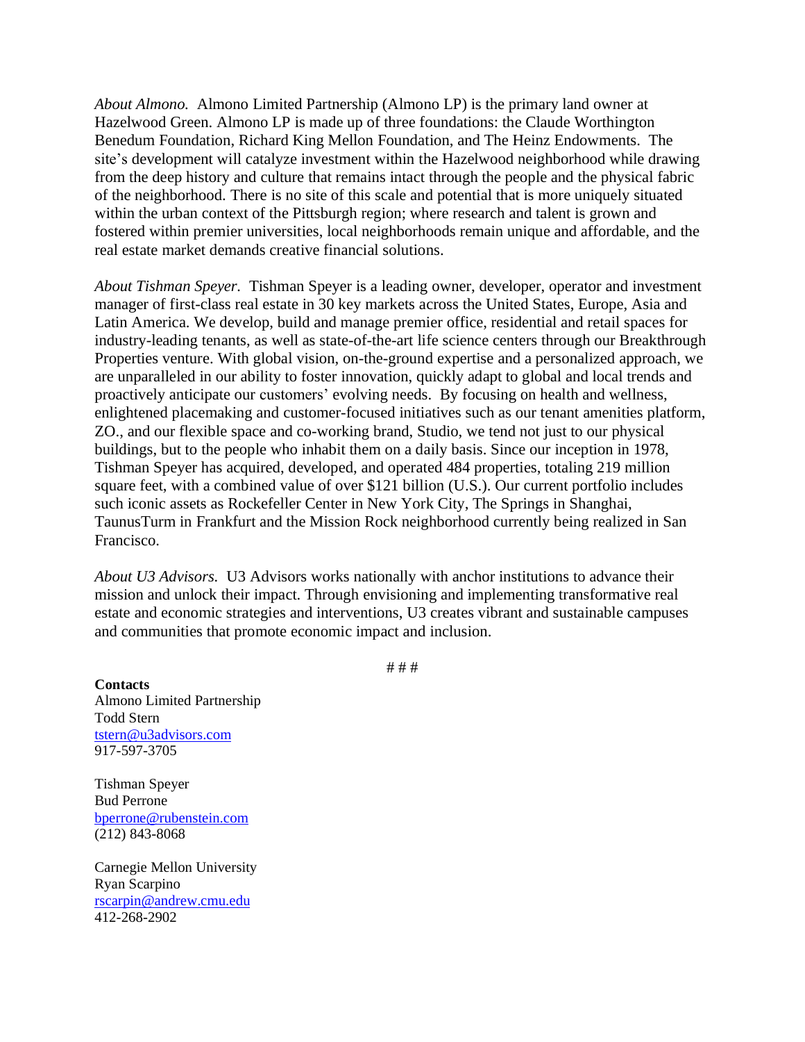*About Almono.* Almono Limited Partnership (Almono LP) is the primary land owner at Hazelwood Green. Almono LP is made up of three foundations: the Claude Worthington Benedum Foundation, Richard King Mellon Foundation, and The Heinz Endowments. The site's development will catalyze investment within the Hazelwood neighborhood while drawing from the deep history and culture that remains intact through the people and the physical fabric of the neighborhood. There is no site of this scale and potential that is more uniquely situated within the urban context of the Pittsburgh region; where research and talent is grown and fostered within premier universities, local neighborhoods remain unique and affordable, and the real estate market demands creative financial solutions.

*About Tishman Speyer.* Tishman Speyer is a leading owner, developer, operator and investment manager of first-class real estate in 30 key markets across the United States, Europe, Asia and Latin America. We develop, build and manage premier office, residential and retail spaces for industry-leading tenants, as well as state-of-the-art life science centers through our Breakthrough Properties venture. With global vision, on-the-ground expertise and a personalized approach, we are unparalleled in our ability to foster innovation, quickly adapt to global and local trends and proactively anticipate our customers' evolving needs. By focusing on health and wellness, enlightened placemaking and customer-focused initiatives such as our tenant amenities platform, ZO., and our flexible space and co-working brand, Studio, we tend not just to our physical buildings, but to the people who inhabit them on a daily basis. Since our inception in 1978, Tishman Speyer has acquired, developed, and operated 484 properties, totaling 219 million square feet, with a combined value of over $121 billion (U.S.). Our current portfolio includes such iconic assets as Rockefeller Center in New York City, The Springs in Shanghai, TaunusTurm in Frankfurt and the Mission Rock neighborhood currently being realized in San Francisco.

*About U3 Advisors.* U3 Advisors works nationally with anchor institutions to advance their mission and unlock their impact. Through envisioning and implementing transformative real estate and economic strategies and interventions, U3 creates vibrant and sustainable campuses and communities that promote economic impact and inclusion.

# # #

**Contacts**

Almono Limited Partnership
Todd Stern
tstern@u3advisors.com
917-597-3705

Tishman Speyer
Bud Perrone
bperrone@rubenstein.com
(212) 843-8068

Carnegie Mellon University
Ryan Scarpino
rscarpin@andrew.cmu.edu
412-268-2902